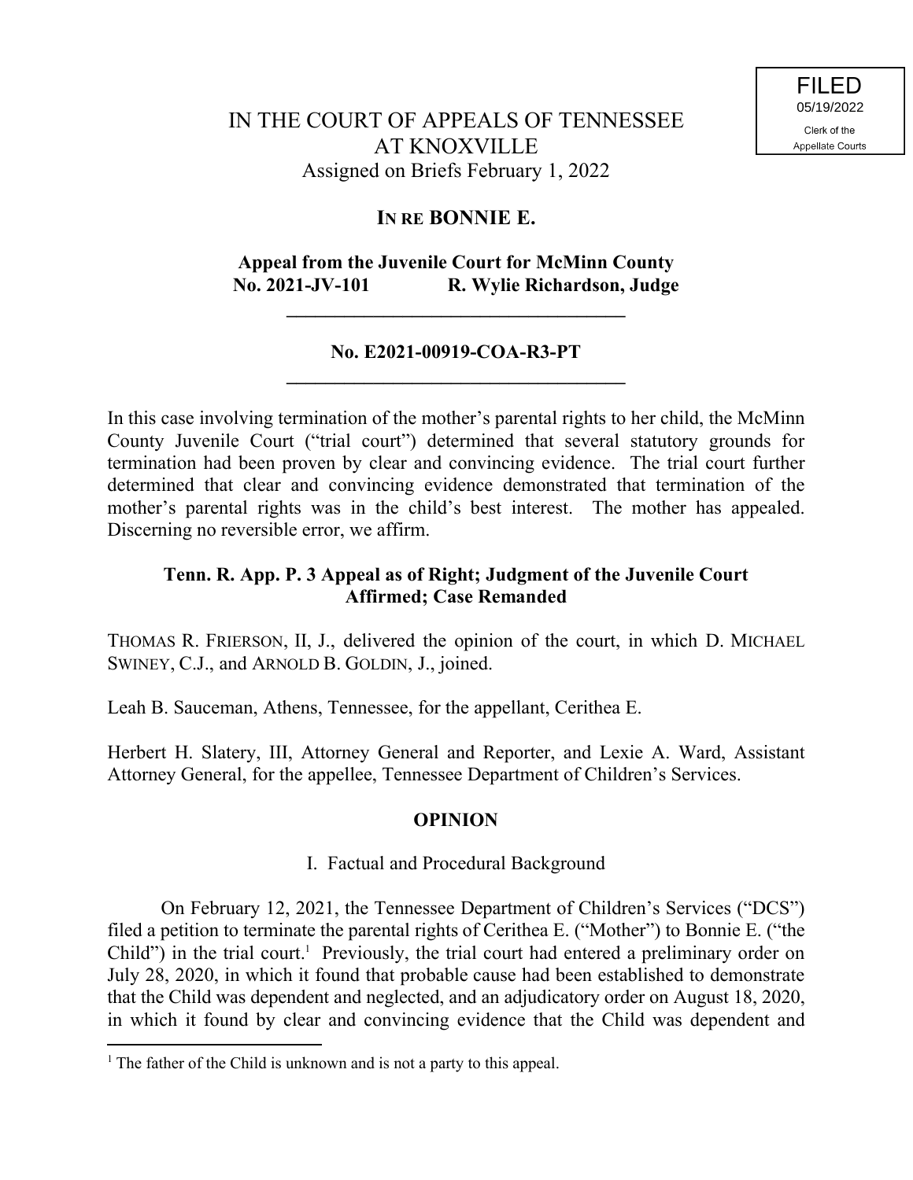FILED
05/19/2022
Clerk of the
Appellate Courts

# IN THE COURT OF APPEALS OF TENNESSEE AT KNOXVILLE

Assigned on Briefs February 1, 2022

## IN RE BONNIE E.

**Appeal from the Juvenile Court for McMinn County**
**No. 2021-JV-101 R. Wylie Richardson, Judge**

---

**No. E2021-00919-COA-R3-PT**

---

In this case involving termination of the mother's parental rights to her child, the McMinn County Juvenile Court ("trial court") determined that several statutory grounds for termination had been proven by clear and convincing evidence. The trial court further determined that clear and convincing evidence demonstrated that termination of the mother's parental rights was in the child's best interest. The mother has appealed. Discerning no reversible error, we affirm.

**Tenn. R. App. P. 3 Appeal as of Right; Judgment of the Juvenile Court Affirmed; Case Remanded**

THOMAS R. FRIERSON, II, J., delivered the opinion of the court, in which D. MICHAEL SWINEY, C.J., and ARNOLD B. GOLDIN, J., joined.

Leah B. Sauceman, Athens, Tennessee, for the appellant, Cerithea E.

Herbert H. Slatery, III, Attorney General and Reporter, and Lexie A. Ward, Assistant Attorney General, for the appellee, Tennessee Department of Children's Services.

## OPINION

### I. Factual and Procedural Background

On February 12, 2021, the Tennessee Department of Children's Services ("DCS") filed a petition to terminate the parental rights of Cerithea E. ("Mother") to Bonnie E. ("the Child") in the trial court.[1] Previously, the trial court had entered a preliminary order on July 28, 2020, in which it found that probable cause had been established to demonstrate that the Child was dependent and neglected, and an adjudicatory order on August 18, 2020, in which it found by clear and convincing evidence that the Child was dependent and

[1] The father of the Child is unknown and is not a party to this appeal.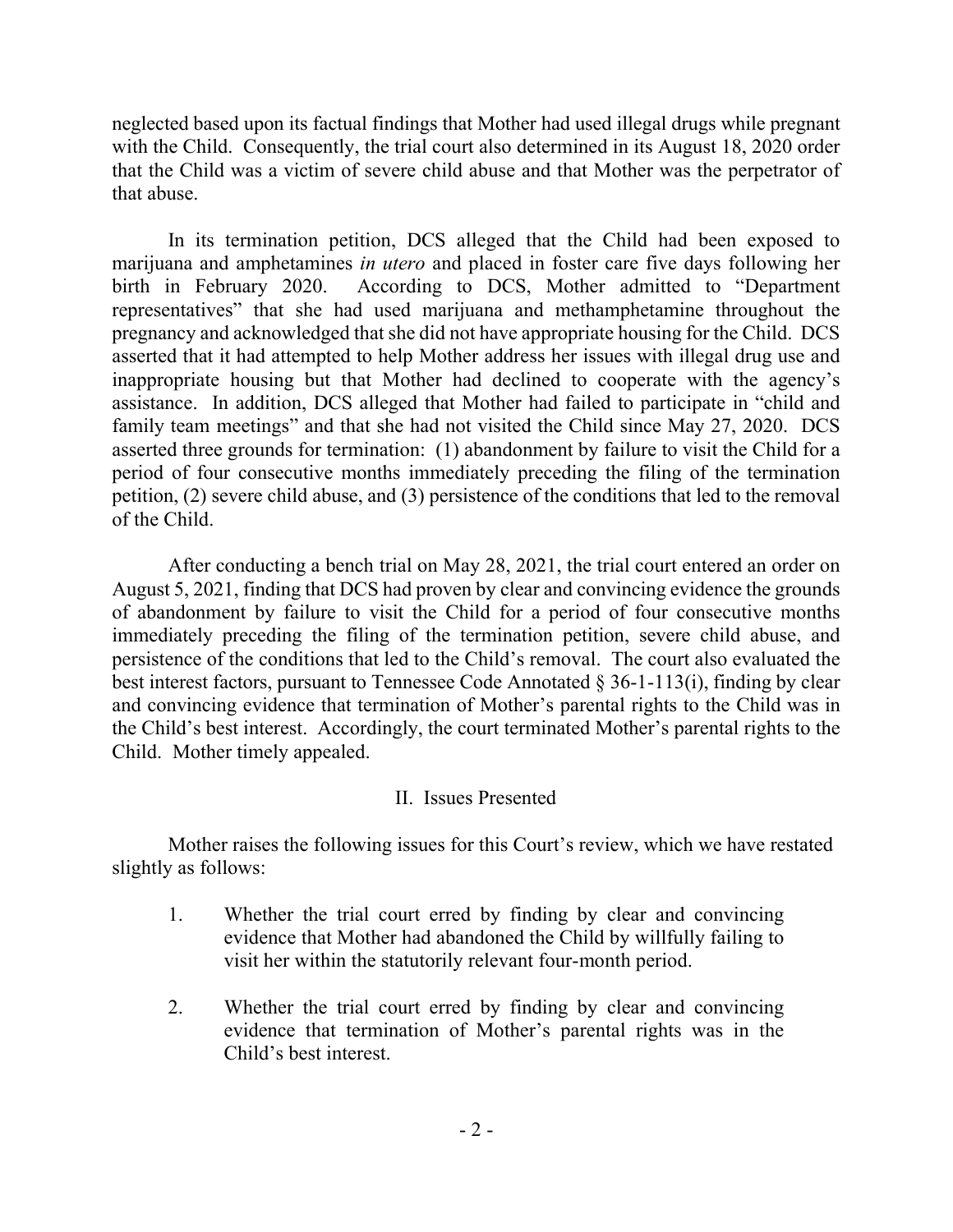neglected based upon its factual findings that Mother had used illegal drugs while pregnant with the Child. Consequently, the trial court also determined in its August 18, 2020 order that the Child was a victim of severe child abuse and that Mother was the perpetrator of that abuse.

In its termination petition, DCS alleged that the Child had been exposed to marijuana and amphetamines *in utero* and placed in foster care five days following her birth in February 2020. According to DCS, Mother admitted to "Department representatives" that she had used marijuana and methamphetamine throughout the pregnancy and acknowledged that she did not have appropriate housing for the Child. DCS asserted that it had attempted to help Mother address her issues with illegal drug use and inappropriate housing but that Mother had declined to cooperate with the agency's assistance. In addition, DCS alleged that Mother had failed to participate in "child and family team meetings" and that she had not visited the Child since May 27, 2020. DCS asserted three grounds for termination: (1) abandonment by failure to visit the Child for a period of four consecutive months immediately preceding the filing of the termination petition, (2) severe child abuse, and (3) persistence of the conditions that led to the removal of the Child.

After conducting a bench trial on May 28, 2021, the trial court entered an order on August 5, 2021, finding that DCS had proven by clear and convincing evidence the grounds of abandonment by failure to visit the Child for a period of four consecutive months immediately preceding the filing of the termination petition, severe child abuse, and persistence of the conditions that led to the Child's removal. The court also evaluated the best interest factors, pursuant to Tennessee Code Annotated § 36-1-113(i), finding by clear and convincing evidence that termination of Mother's parental rights to the Child was in the Child's best interest. Accordingly, the court terminated Mother's parental rights to the Child. Mother timely appealed.

## II. Issues Presented

Mother raises the following issues for this Court's review, which we have restated slightly as follows:

1. Whether the trial court erred by finding by clear and convincing evidence that Mother had abandoned the Child by willfully failing to visit her within the statutorily relevant four-month period.

2. Whether the trial court erred by finding by clear and convincing evidence that termination of Mother's parental rights was in the Child's best interest.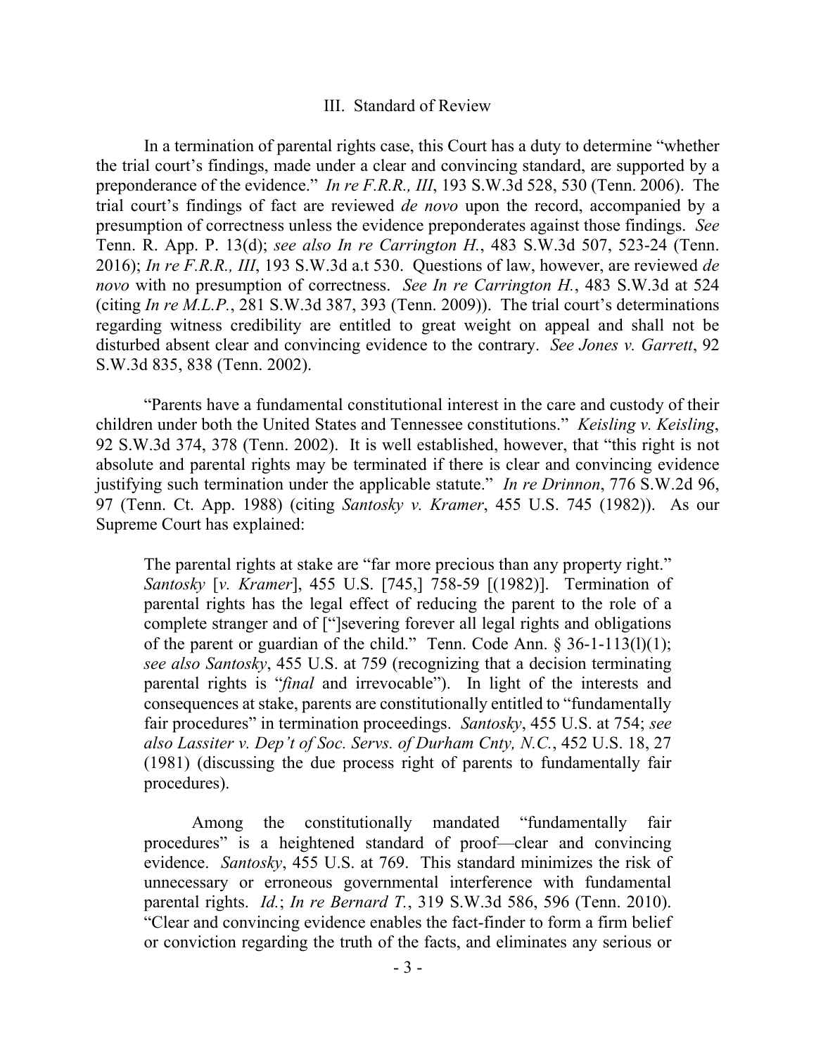## III. Standard of Review

In a termination of parental rights case, this Court has a duty to determine "whether the trial court's findings, made under a clear and convincing standard, are supported by a preponderance of the evidence." *In re F.R.R., III*, 193 S.W.3d 528, 530 (Tenn. 2006). The trial court's findings of fact are reviewed *de novo* upon the record, accompanied by a presumption of correctness unless the evidence preponderates against those findings. *See* Tenn. R. App. P. 13(d); *see also In re Carrington H.*, 483 S.W.3d 507, 523-24 (Tenn. 2016); *In re F.R.R., III*, 193 S.W.3d a.t 530. Questions of law, however, are reviewed *de novo* with no presumption of correctness. *See In re Carrington H.*, 483 S.W.3d at 524 (citing *In re M.L.P.*, 281 S.W.3d 387, 393 (Tenn. 2009)). The trial court's determinations regarding witness credibility are entitled to great weight on appeal and shall not be disturbed absent clear and convincing evidence to the contrary. *See Jones v. Garrett*, 92 S.W.3d 835, 838 (Tenn. 2002).

"Parents have a fundamental constitutional interest in the care and custody of their children under both the United States and Tennessee constitutions." *Keisling v. Keisling*, 92 S.W.3d 374, 378 (Tenn. 2002). It is well established, however, that "this right is not absolute and parental rights may be terminated if there is clear and convincing evidence justifying such termination under the applicable statute." *In re Drinnon*, 776 S.W.2d 96, 97 (Tenn. Ct. App. 1988) (citing *Santosky v. Kramer*, 455 U.S. 745 (1982)). As our Supreme Court has explained:

> The parental rights at stake are "far more precious than any property right." *Santosky* [*v. Kramer*], 455 U.S. [745,] 758-59 [(1982)]. Termination of parental rights has the legal effect of reducing the parent to the role of a complete stranger and of ["]severing forever all legal rights and obligations of the parent or guardian of the child." Tenn. Code Ann. § 36-1-113(l)(1); *see also Santosky*, 455 U.S. at 759 (recognizing that a decision terminating parental rights is "*final* and irrevocable"). In light of the interests and consequences at stake, parents are constitutionally entitled to "fundamentally fair procedures" in termination proceedings. *Santosky*, 455 U.S. at 754; *see also Lassiter v. Dep't of Soc. Servs. of Durham Cnty, N.C.*, 452 U.S. 18, 27 (1981) (discussing the due process right of parents to fundamentally fair procedures).
>
> Among the constitutionally mandated "fundamentally fair procedures" is a heightened standard of proof—clear and convincing evidence. *Santosky*, 455 U.S. at 769. This standard minimizes the risk of unnecessary or erroneous governmental interference with fundamental parental rights. *Id.*; *In re Bernard T.*, 319 S.W.3d 586, 596 (Tenn. 2010). "Clear and convincing evidence enables the fact-finder to form a firm belief or conviction regarding the truth of the facts, and eliminates any serious or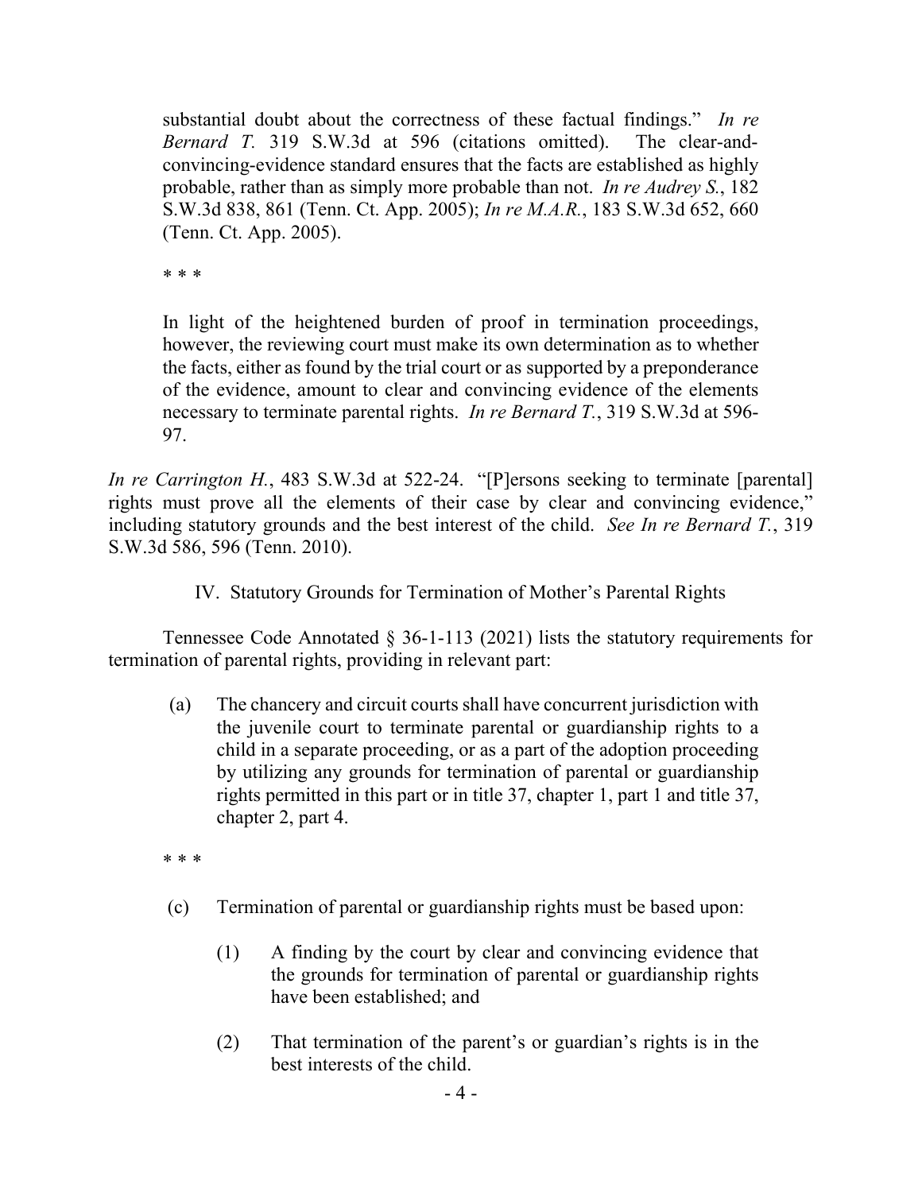substantial doubt about the correctness of these factual findings." *In re Bernard T.* 319 S.W.3d at 596 (citations omitted). The clear-and-convincing-evidence standard ensures that the facts are established as highly probable, rather than as simply more probable than not. *In re Audrey S.*, 182 S.W.3d 838, 861 (Tenn. Ct. App. 2005); *In re M.A.R.*, 183 S.W.3d 652, 660 (Tenn. Ct. App. 2005).

> \* \* \*
>
> In light of the heightened burden of proof in termination proceedings, however, the reviewing court must make its own determination as to whether the facts, either as found by the trial court or as supported by a preponderance of the evidence, amount to clear and convincing evidence of the elements necessary to terminate parental rights. *In re Bernard T.*, 319 S.W.3d at 596-97.

*In re Carrington H.*, 483 S.W.3d at 522-24. "[P]ersons seeking to terminate [parental] rights must prove all the elements of their case by clear and convincing evidence," including statutory grounds and the best interest of the child. *See In re Bernard T.*, 319 S.W.3d 586, 596 (Tenn. 2010).

## IV. Statutory Grounds for Termination of Mother's Parental Rights

Tennessee Code Annotated § 36-1-113 (2021) lists the statutory requirements for termination of parental rights, providing in relevant part:

> (a) The chancery and circuit courts shall have concurrent jurisdiction with the juvenile court to terminate parental or guardianship rights to a child in a separate proceeding, or as a part of the adoption proceeding by utilizing any grounds for termination of parental or guardianship rights permitted in this part or in title 37, chapter 1, part 1 and title 37, chapter 2, part 4.
>
> \* \* \*
>
> (c) Termination of parental or guardianship rights must be based upon:
>
> (1) A finding by the court by clear and convincing evidence that the grounds for termination of parental or guardianship rights have been established; and
>
> (2) That termination of the parent's or guardian's rights is in the best interests of the child.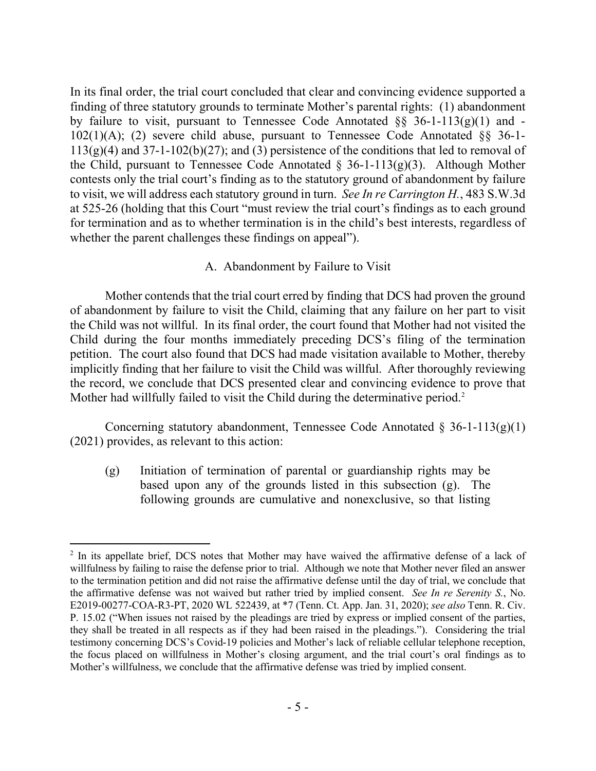In its final order, the trial court concluded that clear and convincing evidence supported a finding of three statutory grounds to terminate Mother's parental rights: (1) abandonment by failure to visit, pursuant to Tennessee Code Annotated §§ 36-1-113(g)(1) and -102(1)(A); (2) severe child abuse, pursuant to Tennessee Code Annotated §§ 36-1-113(g)(4) and 37-1-102(b)(27); and (3) persistence of the conditions that led to removal of the Child, pursuant to Tennessee Code Annotated § 36-1-113(g)(3). Although Mother contests only the trial court's finding as to the statutory ground of abandonment by failure to visit, we will address each statutory ground in turn. *See In re Carrington H.*, 483 S.W.3d at 525-26 (holding that this Court "must review the trial court's findings as to each ground for termination and as to whether termination is in the child's best interests, regardless of whether the parent challenges these findings on appeal").

A. Abandonment by Failure to Visit

Mother contends that the trial court erred by finding that DCS had proven the ground of abandonment by failure to visit the Child, claiming that any failure on her part to visit the Child was not willful. In its final order, the court found that Mother had not visited the Child during the four months immediately preceding DCS's filing of the termination petition. The court also found that DCS had made visitation available to Mother, thereby implicitly finding that her failure to visit the Child was willful. After thoroughly reviewing the record, we conclude that DCS presented clear and convincing evidence to prove that Mother had willfully failed to visit the Child during the determinative period.[2]

Concerning statutory abandonment, Tennessee Code Annotated § 36-1-113(g)(1) (2021) provides, as relevant to this action:

> (g) Initiation of termination of parental or guardianship rights may be based upon any of the grounds listed in this subsection (g). The following grounds are cumulative and nonexclusive, so that listing

---

[2] In its appellate brief, DCS notes that Mother may have waived the affirmative defense of a lack of willfulness by failing to raise the defense prior to trial. Although we note that Mother never filed an answer to the termination petition and did not raise the affirmative defense until the day of trial, we conclude that the affirmative defense was not waived but rather tried by implied consent. *See In re Serenity S.*, No. E2019-00277-COA-R3-PT, 2020 WL 522439, at *7 (Tenn. Ct. App. Jan. 31, 2020); *see also* Tenn. R. Civ. P. 15.02 ("When issues not raised by the pleadings are tried by express or implied consent of the parties, they shall be treated in all respects as if they had been raised in the pleadings."). Considering the trial testimony concerning DCS's Covid-19 policies and Mother's lack of reliable cellular telephone reception, the focus placed on willfulness in Mother's closing argument, and the trial court's oral findings as to Mother's willfulness, we conclude that the affirmative defense was tried by implied consent.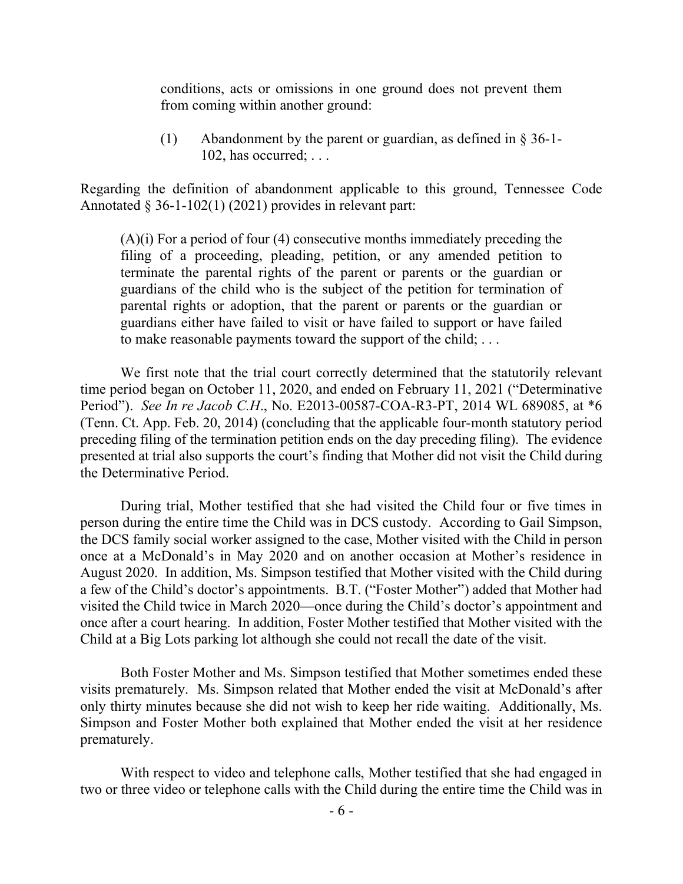> conditions, acts or omissions in one ground does not prevent them from coming within another ground:
>
> (1) Abandonment by the parent or guardian, as defined in § 36-1-102, has occurred; . . .

Regarding the definition of abandonment applicable to this ground, Tennessee Code Annotated § 36-1-102(1) (2021) provides in relevant part:

> (A)(i) For a period of four (4) consecutive months immediately preceding the filing of a proceeding, pleading, petition, or any amended petition to terminate the parental rights of the parent or parents or the guardian or guardians of the child who is the subject of the petition for termination of parental rights or adoption, that the parent or parents or the guardian or guardians either have failed to visit or have failed to support or have failed to make reasonable payments toward the support of the child; . . .

We first note that the trial court correctly determined that the statutorily relevant time period began on October 11, 2020, and ended on February 11, 2021 ("Determinative Period"). *See In re Jacob C.H*., No. E2013-00587-COA-R3-PT, 2014 WL 689085, at *6 (Tenn. Ct. App. Feb. 20, 2014) (concluding that the applicable four-month statutory period preceding filing of the termination petition ends on the day preceding filing). The evidence presented at trial also supports the court's finding that Mother did not visit the Child during the Determinative Period.

During trial, Mother testified that she had visited the Child four or five times in person during the entire time the Child was in DCS custody. According to Gail Simpson, the DCS family social worker assigned to the case, Mother visited with the Child in person once at a McDonald's in May 2020 and on another occasion at Mother's residence in August 2020. In addition, Ms. Simpson testified that Mother visited with the Child during a few of the Child's doctor's appointments. B.T. ("Foster Mother") added that Mother had visited the Child twice in March 2020—once during the Child's doctor's appointment and once after a court hearing. In addition, Foster Mother testified that Mother visited with the Child at a Big Lots parking lot although she could not recall the date of the visit.

Both Foster Mother and Ms. Simpson testified that Mother sometimes ended these visits prematurely. Ms. Simpson related that Mother ended the visit at McDonald's after only thirty minutes because she did not wish to keep her ride waiting. Additionally, Ms. Simpson and Foster Mother both explained that Mother ended the visit at her residence prematurely.

With respect to video and telephone calls, Mother testified that she had engaged in two or three video or telephone calls with the Child during the entire time the Child was in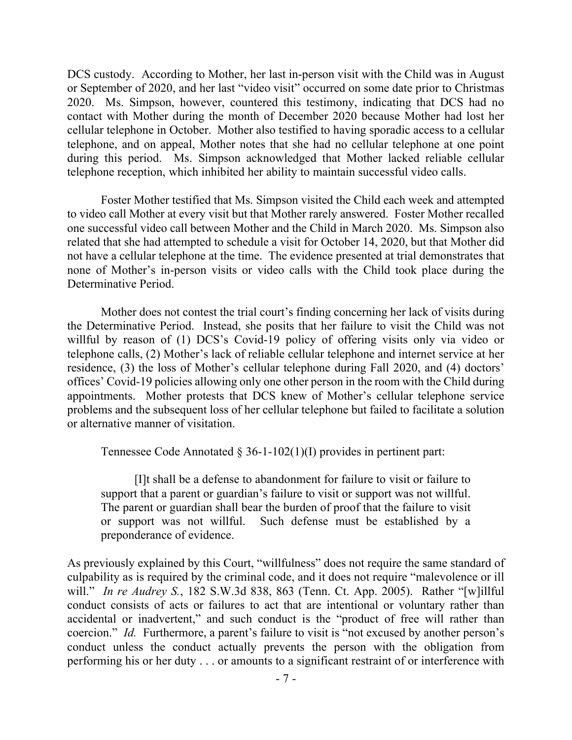DCS custody. According to Mother, her last in-person visit with the Child was in August or September of 2020, and her last "video visit" occurred on some date prior to Christmas 2020. Ms. Simpson, however, countered this testimony, indicating that DCS had no contact with Mother during the month of December 2020 because Mother had lost her cellular telephone in October. Mother also testified to having sporadic access to a cellular telephone, and on appeal, Mother notes that she had no cellular telephone at one point during this period. Ms. Simpson acknowledged that Mother lacked reliable cellular telephone reception, which inhibited her ability to maintain successful video calls.

Foster Mother testified that Ms. Simpson visited the Child each week and attempted to video call Mother at every visit but that Mother rarely answered. Foster Mother recalled one successful video call between Mother and the Child in March 2020. Ms. Simpson also related that she had attempted to schedule a visit for October 14, 2020, but that Mother did not have a cellular telephone at the time. The evidence presented at trial demonstrates that none of Mother's in-person visits or video calls with the Child took place during the Determinative Period.

Mother does not contest the trial court's finding concerning her lack of visits during the Determinative Period. Instead, she posits that her failure to visit the Child was not willful by reason of (1) DCS's Covid-19 policy of offering visits only via video or telephone calls, (2) Mother's lack of reliable cellular telephone and internet service at her residence, (3) the loss of Mother's cellular telephone during Fall 2020, and (4) doctors' offices' Covid-19 policies allowing only one other person in the room with the Child during appointments. Mother protests that DCS knew of Mother's cellular telephone service problems and the subsequent loss of her cellular telephone but failed to facilitate a solution or alternative manner of visitation.

Tennessee Code Annotated § 36-1-102(1)(I) provides in pertinent part:

> [I]t shall be a defense to abandonment for failure to visit or failure to support that a parent or guardian's failure to visit or support was not willful. The parent or guardian shall bear the burden of proof that the failure to visit or support was not willful. Such defense must be established by a preponderance of evidence.

As previously explained by this Court, "willfulness" does not require the same standard of culpability as is required by the criminal code, and it does not require "malevolence or ill will." *In re Audrey S.*, 182 S.W.3d 838, 863 (Tenn. Ct. App. 2005). Rather "[w]illful conduct consists of acts or failures to act that are intentional or voluntary rather than accidental or inadvertent," and such conduct is the "product of free will rather than coercion." *Id.* Furthermore, a parent's failure to visit is "not excused by another person's conduct unless the conduct actually prevents the person with the obligation from performing his or her duty . . . or amounts to a significant restraint of or interference with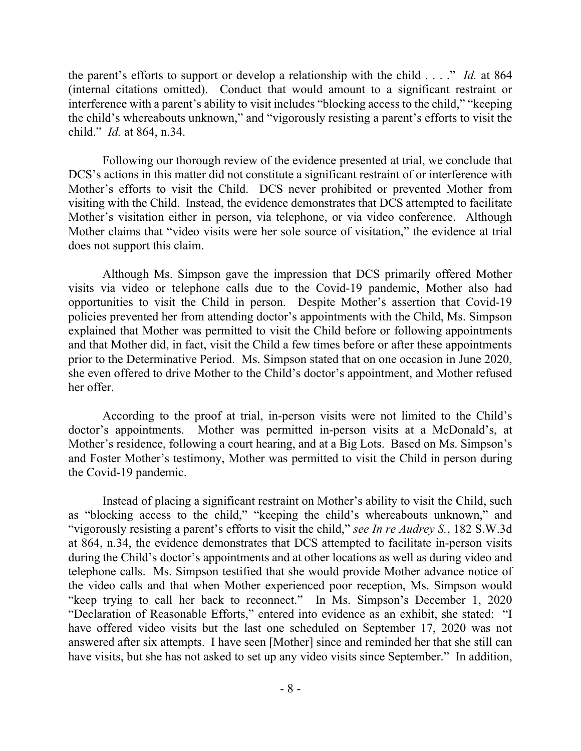the parent's efforts to support or develop a relationship with the child . . . ." *Id.* at 864 (internal citations omitted). Conduct that would amount to a significant restraint or interference with a parent's ability to visit includes "blocking access to the child," "keeping the child's whereabouts unknown," and "vigorously resisting a parent's efforts to visit the child." *Id.* at 864, n.34.

Following our thorough review of the evidence presented at trial, we conclude that DCS's actions in this matter did not constitute a significant restraint of or interference with Mother's efforts to visit the Child. DCS never prohibited or prevented Mother from visiting with the Child. Instead, the evidence demonstrates that DCS attempted to facilitate Mother's visitation either in person, via telephone, or via video conference. Although Mother claims that "video visits were her sole source of visitation," the evidence at trial does not support this claim.

Although Ms. Simpson gave the impression that DCS primarily offered Mother visits via video or telephone calls due to the Covid-19 pandemic, Mother also had opportunities to visit the Child in person. Despite Mother's assertion that Covid-19 policies prevented her from attending doctor's appointments with the Child, Ms. Simpson explained that Mother was permitted to visit the Child before or following appointments and that Mother did, in fact, visit the Child a few times before or after these appointments prior to the Determinative Period. Ms. Simpson stated that on one occasion in June 2020, she even offered to drive Mother to the Child's doctor's appointment, and Mother refused her offer.

According to the proof at trial, in-person visits were not limited to the Child's doctor's appointments. Mother was permitted in-person visits at a McDonald's, at Mother's residence, following a court hearing, and at a Big Lots. Based on Ms. Simpson's and Foster Mother's testimony, Mother was permitted to visit the Child in person during the Covid-19 pandemic.

Instead of placing a significant restraint on Mother's ability to visit the Child, such as "blocking access to the child," "keeping the child's whereabouts unknown," and "vigorously resisting a parent's efforts to visit the child," *see In re Audrey S.*, 182 S.W.3d at 864, n.34, the evidence demonstrates that DCS attempted to facilitate in-person visits during the Child's doctor's appointments and at other locations as well as during video and telephone calls. Ms. Simpson testified that she would provide Mother advance notice of the video calls and that when Mother experienced poor reception, Ms. Simpson would "keep trying to call her back to reconnect." In Ms. Simpson's December 1, 2020 "Declaration of Reasonable Efforts," entered into evidence as an exhibit, she stated: "I have offered video visits but the last one scheduled on September 17, 2020 was not answered after six attempts. I have seen [Mother] since and reminded her that she still can have visits, but she has not asked to set up any video visits since September." In addition,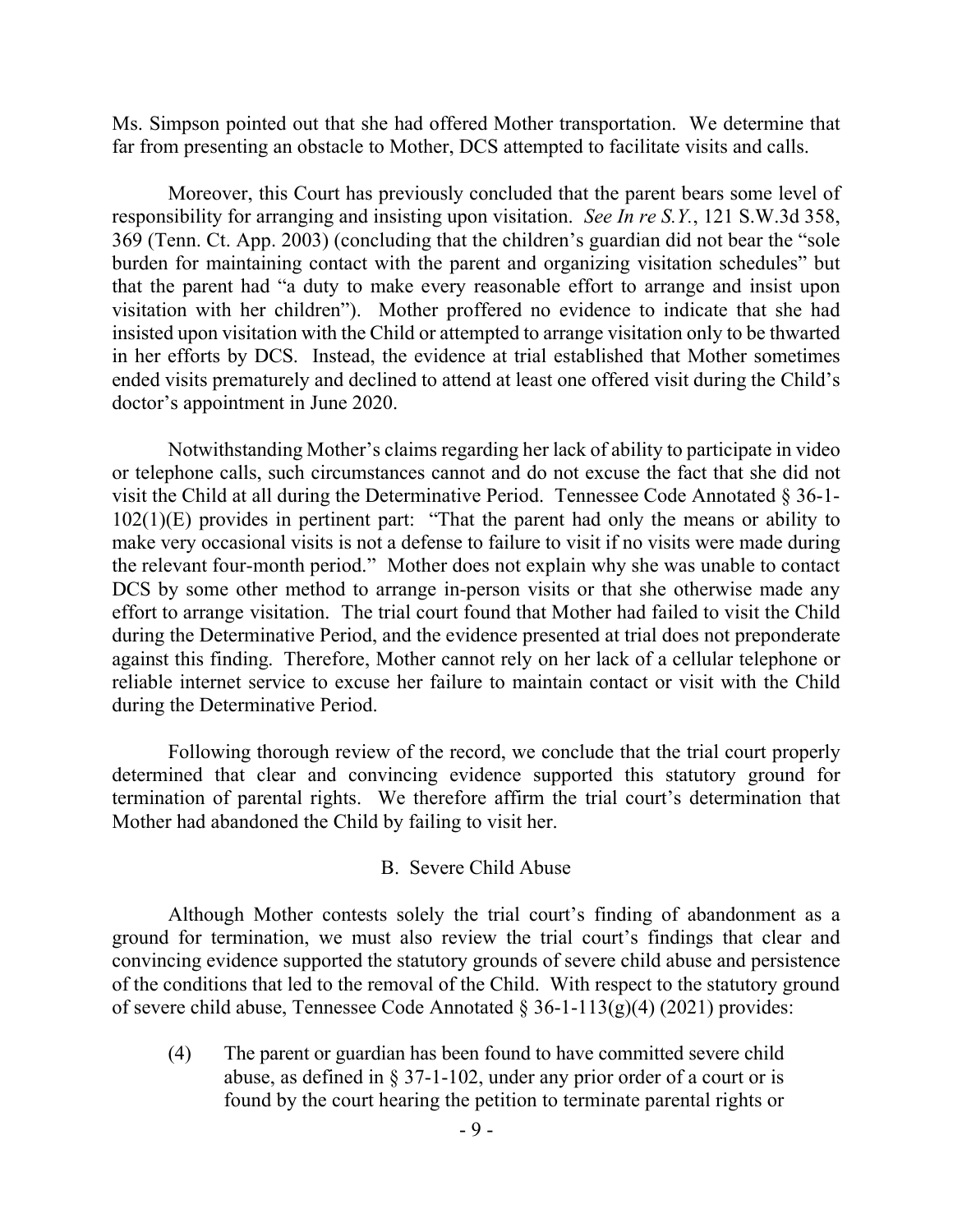Ms. Simpson pointed out that she had offered Mother transportation. We determine that far from presenting an obstacle to Mother, DCS attempted to facilitate visits and calls.

Moreover, this Court has previously concluded that the parent bears some level of responsibility for arranging and insisting upon visitation. *See In re S.Y.*, 121 S.W.3d 358, 369 (Tenn. Ct. App. 2003) (concluding that the children's guardian did not bear the "sole burden for maintaining contact with the parent and organizing visitation schedules" but that the parent had "a duty to make every reasonable effort to arrange and insist upon visitation with her children"). Mother proffered no evidence to indicate that she had insisted upon visitation with the Child or attempted to arrange visitation only to be thwarted in her efforts by DCS. Instead, the evidence at trial established that Mother sometimes ended visits prematurely and declined to attend at least one offered visit during the Child's doctor's appointment in June 2020.

Notwithstanding Mother's claims regarding her lack of ability to participate in video or telephone calls, such circumstances cannot and do not excuse the fact that she did not visit the Child at all during the Determinative Period. Tennessee Code Annotated § 36-1-102(1)(E) provides in pertinent part: "That the parent had only the means or ability to make very occasional visits is not a defense to failure to visit if no visits were made during the relevant four-month period." Mother does not explain why she was unable to contact DCS by some other method to arrange in-person visits or that she otherwise made any effort to arrange visitation. The trial court found that Mother had failed to visit the Child during the Determinative Period, and the evidence presented at trial does not preponderate against this finding. Therefore, Mother cannot rely on her lack of a cellular telephone or reliable internet service to excuse her failure to maintain contact or visit with the Child during the Determinative Period.

Following thorough review of the record, we conclude that the trial court properly determined that clear and convincing evidence supported this statutory ground for termination of parental rights. We therefore affirm the trial court's determination that Mother had abandoned the Child by failing to visit her.

### B. Severe Child Abuse

Although Mother contests solely the trial court's finding of abandonment as a ground for termination, we must also review the trial court's findings that clear and convincing evidence supported the statutory grounds of severe child abuse and persistence of the conditions that led to the removal of the Child. With respect to the statutory ground of severe child abuse, Tennessee Code Annotated § 36-1-113(g)(4) (2021) provides:

> (4) The parent or guardian has been found to have committed severe child abuse, as defined in § 37-1-102, under any prior order of a court or is found by the court hearing the petition to terminate parental rights or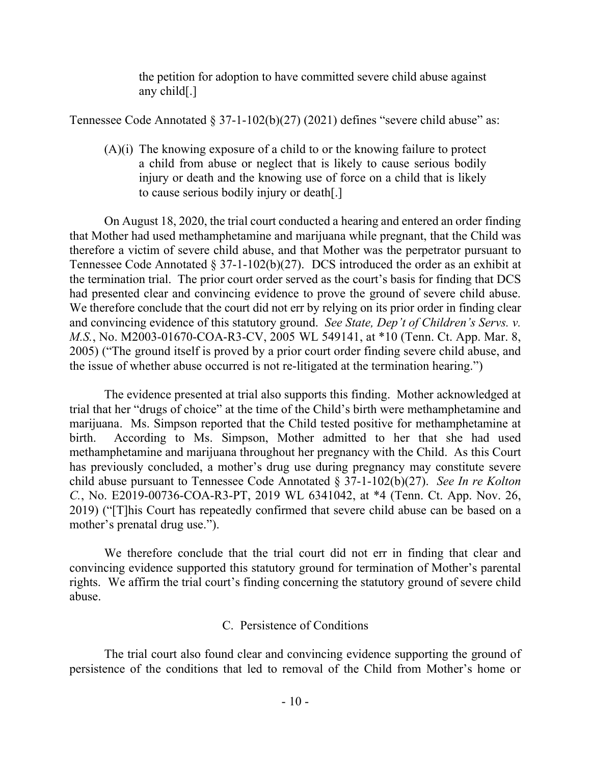> the petition for adoption to have committed severe child abuse against any child[.]

Tennessee Code Annotated § 37-1-102(b)(27) (2021) defines "severe child abuse" as:

> (A)(i) The knowing exposure of a child to or the knowing failure to protect a child from abuse or neglect that is likely to cause serious bodily injury or death and the knowing use of force on a child that is likely to cause serious bodily injury or death[.]

On August 18, 2020, the trial court conducted a hearing and entered an order finding that Mother had used methamphetamine and marijuana while pregnant, that the Child was therefore a victim of severe child abuse, and that Mother was the perpetrator pursuant to Tennessee Code Annotated § 37-1-102(b)(27). DCS introduced the order as an exhibit at the termination trial. The prior court order served as the court's basis for finding that DCS had presented clear and convincing evidence to prove the ground of severe child abuse. We therefore conclude that the court did not err by relying on its prior order in finding clear and convincing evidence of this statutory ground. *See State, Dep't of Children's Servs. v. M.S.*, No. M2003-01670-COA-R3-CV, 2005 WL 549141, at *10 (Tenn. Ct. App. Mar. 8, 2005) ("The ground itself is proved by a prior court order finding severe child abuse, and the issue of whether abuse occurred is not re-litigated at the termination hearing.")

The evidence presented at trial also supports this finding. Mother acknowledged at trial that her "drugs of choice" at the time of the Child's birth were methamphetamine and marijuana. Ms. Simpson reported that the Child tested positive for methamphetamine at birth. According to Ms. Simpson, Mother admitted to her that she had used methamphetamine and marijuana throughout her pregnancy with the Child. As this Court has previously concluded, a mother's drug use during pregnancy may constitute severe child abuse pursuant to Tennessee Code Annotated § 37-1-102(b)(27). *See In re Kolton C.*, No. E2019-00736-COA-R3-PT, 2019 WL 6341042, at *4 (Tenn. Ct. App. Nov. 26, 2019) ("[T]his Court has repeatedly confirmed that severe child abuse can be based on a mother's prenatal drug use.").

We therefore conclude that the trial court did not err in finding that clear and convincing evidence supported this statutory ground for termination of Mother's parental rights. We affirm the trial court's finding concerning the statutory ground of severe child abuse.

### C. Persistence of Conditions

The trial court also found clear and convincing evidence supporting the ground of persistence of the conditions that led to removal of the Child from Mother's home or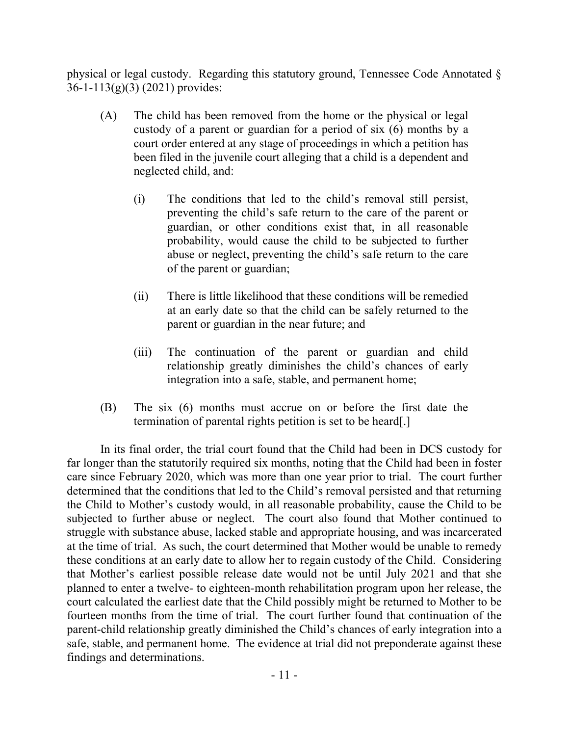physical or legal custody. Regarding this statutory ground, Tennessee Code Annotated § 36-1-113(g)(3) (2021) provides:

> (A) The child has been removed from the home or the physical or legal custody of a parent or guardian for a period of six (6) months by a court order entered at any stage of proceedings in which a petition has been filed in the juvenile court alleging that a child is a dependent and neglected child, and:
>
> > (i) The conditions that led to the child's removal still persist, preventing the child's safe return to the care of the parent or guardian, or other conditions exist that, in all reasonable probability, would cause the child to be subjected to further abuse or neglect, preventing the child's safe return to the care of the parent or guardian;
> >
> > (ii) There is little likelihood that these conditions will be remedied at an early date so that the child can be safely returned to the parent or guardian in the near future; and
> >
> > (iii) The continuation of the parent or guardian and child relationship greatly diminishes the child's chances of early integration into a safe, stable, and permanent home;
>
> (B) The six (6) months must accrue on or before the first date the termination of parental rights petition is set to be heard[.]

In its final order, the trial court found that the Child had been in DCS custody for far longer than the statutorily required six months, noting that the Child had been in foster care since February 2020, which was more than one year prior to trial. The court further determined that the conditions that led to the Child's removal persisted and that returning the Child to Mother's custody would, in all reasonable probability, cause the Child to be subjected to further abuse or neglect. The court also found that Mother continued to struggle with substance abuse, lacked stable and appropriate housing, and was incarcerated at the time of trial. As such, the court determined that Mother would be unable to remedy these conditions at an early date to allow her to regain custody of the Child. Considering that Mother's earliest possible release date would not be until July 2021 and that she planned to enter a twelve- to eighteen-month rehabilitation program upon her release, the court calculated the earliest date that the Child possibly might be returned to Mother to be fourteen months from the time of trial. The court further found that continuation of the parent-child relationship greatly diminished the Child's chances of early integration into a safe, stable, and permanent home. The evidence at trial did not preponderate against these findings and determinations.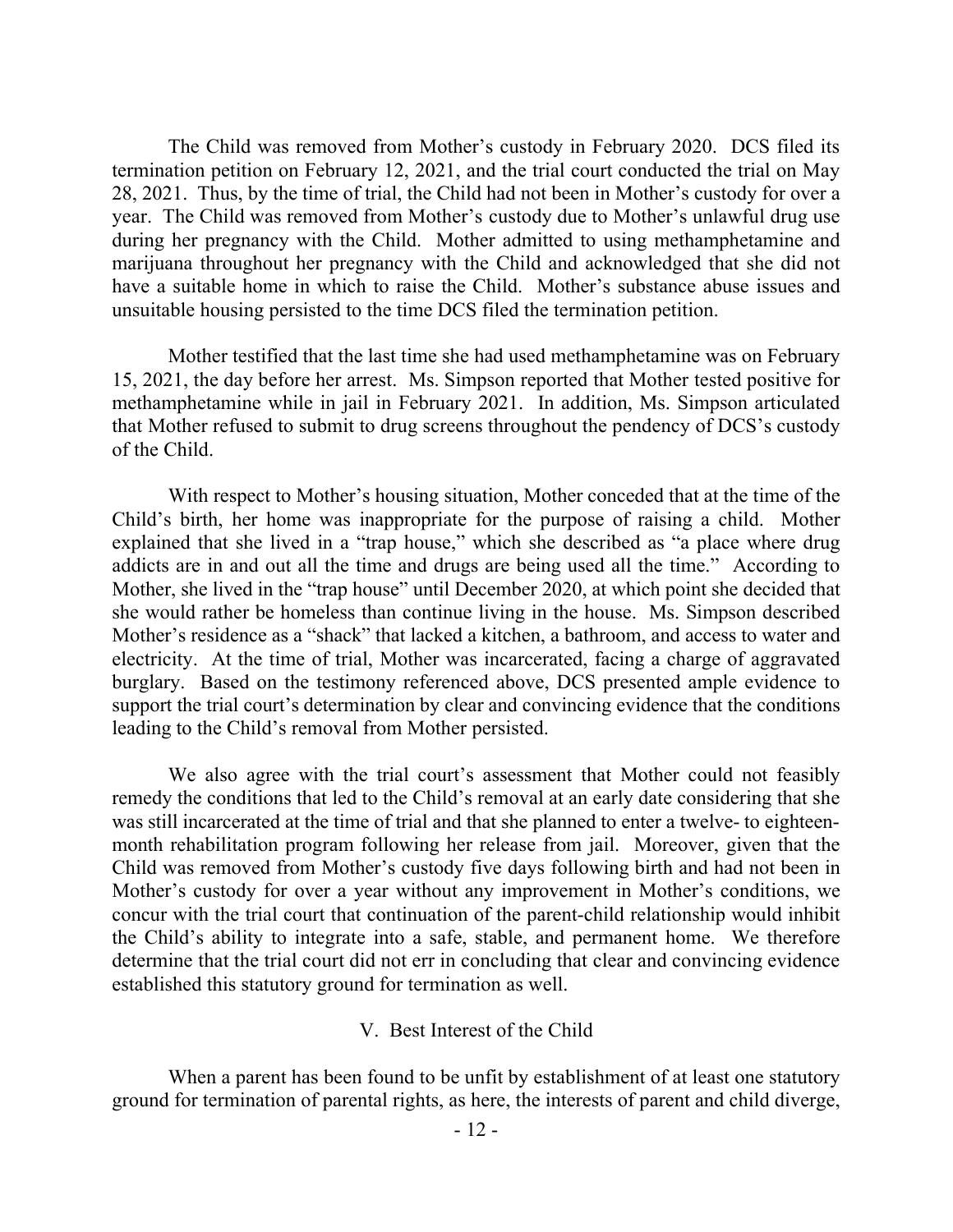The Child was removed from Mother's custody in February 2020. DCS filed its termination petition on February 12, 2021, and the trial court conducted the trial on May 28, 2021. Thus, by the time of trial, the Child had not been in Mother's custody for over a year. The Child was removed from Mother's custody due to Mother's unlawful drug use during her pregnancy with the Child. Mother admitted to using methamphetamine and marijuana throughout her pregnancy with the Child and acknowledged that she did not have a suitable home in which to raise the Child. Mother's substance abuse issues and unsuitable housing persisted to the time DCS filed the termination petition.

Mother testified that the last time she had used methamphetamine was on February 15, 2021, the day before her arrest. Ms. Simpson reported that Mother tested positive for methamphetamine while in jail in February 2021. In addition, Ms. Simpson articulated that Mother refused to submit to drug screens throughout the pendency of DCS's custody of the Child.

With respect to Mother's housing situation, Mother conceded that at the time of the Child's birth, her home was inappropriate for the purpose of raising a child. Mother explained that she lived in a "trap house," which she described as "a place where drug addicts are in and out all the time and drugs are being used all the time." According to Mother, she lived in the "trap house" until December 2020, at which point she decided that she would rather be homeless than continue living in the house. Ms. Simpson described Mother's residence as a "shack" that lacked a kitchen, a bathroom, and access to water and electricity. At the time of trial, Mother was incarcerated, facing a charge of aggravated burglary. Based on the testimony referenced above, DCS presented ample evidence to support the trial court's determination by clear and convincing evidence that the conditions leading to the Child's removal from Mother persisted.

We also agree with the trial court's assessment that Mother could not feasibly remedy the conditions that led to the Child's removal at an early date considering that she was still incarcerated at the time of trial and that she planned to enter a twelve- to eighteen-month rehabilitation program following her release from jail. Moreover, given that the Child was removed from Mother's custody five days following birth and had not been in Mother's custody for over a year without any improvement in Mother's conditions, we concur with the trial court that continuation of the parent-child relationship would inhibit the Child's ability to integrate into a safe, stable, and permanent home. We therefore determine that the trial court did not err in concluding that clear and convincing evidence established this statutory ground for termination as well.

## V. Best Interest of the Child

When a parent has been found to be unfit by establishment of at least one statutory ground for termination of parental rights, as here, the interests of parent and child diverge,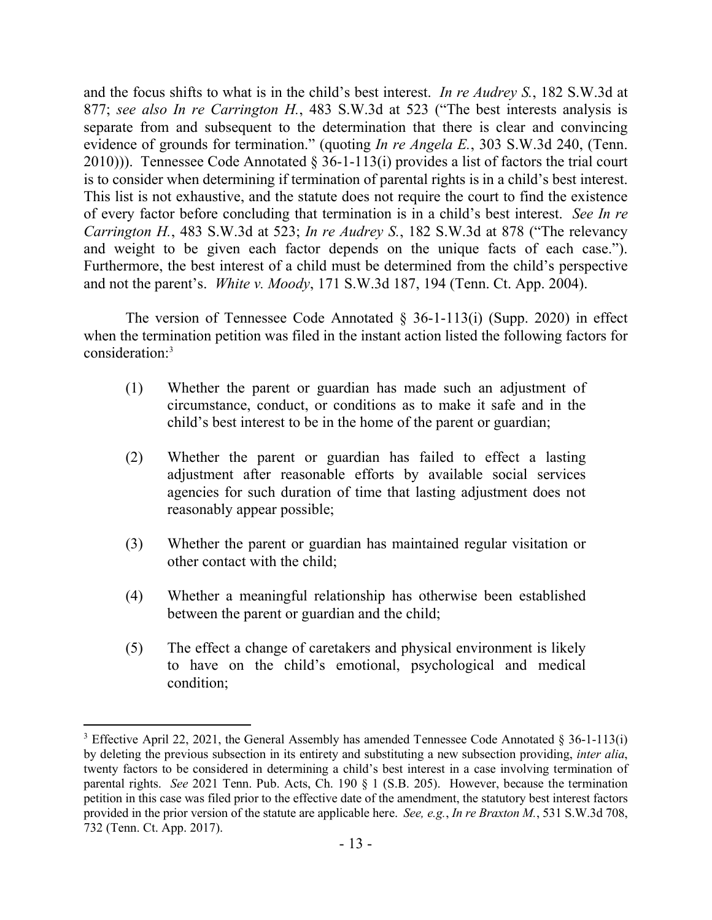and the focus shifts to what is in the child's best interest. *In re Audrey S.*, 182 S.W.3d at 877; *see also In re Carrington H.*, 483 S.W.3d at 523 ("The best interests analysis is separate from and subsequent to the determination that there is clear and convincing evidence of grounds for termination." (quoting *In re Angela E.*, 303 S.W.3d 240, (Tenn. 2010))). Tennessee Code Annotated § 36-1-113(i) provides a list of factors the trial court is to consider when determining if termination of parental rights is in a child's best interest. This list is not exhaustive, and the statute does not require the court to find the existence of every factor before concluding that termination is in a child's best interest. *See In re Carrington H.*, 483 S.W.3d at 523; *In re Audrey S.*, 182 S.W.3d at 878 ("The relevancy and weight to be given each factor depends on the unique facts of each case."). Furthermore, the best interest of a child must be determined from the child's perspective and not the parent's. *White v. Moody*, 171 S.W.3d 187, 194 (Tenn. Ct. App. 2004).

The version of Tennessee Code Annotated § 36-1-113(i) (Supp. 2020) in effect when the termination petition was filed in the instant action listed the following factors for consideration:[3]

> (1) Whether the parent or guardian has made such an adjustment of circumstance, conduct, or conditions as to make it safe and in the child's best interest to be in the home of the parent or guardian;
>
> (2) Whether the parent or guardian has failed to effect a lasting adjustment after reasonable efforts by available social services agencies for such duration of time that lasting adjustment does not reasonably appear possible;
>
> (3) Whether the parent or guardian has maintained regular visitation or other contact with the child;
>
> (4) Whether a meaningful relationship has otherwise been established between the parent or guardian and the child;
>
> (5) The effect a change of caretakers and physical environment is likely to have on the child's emotional, psychological and medical condition;

[3] Effective April 22, 2021, the General Assembly has amended Tennessee Code Annotated § 36-1-113(i) by deleting the previous subsection in its entirety and substituting a new subsection providing, *inter alia*, twenty factors to be considered in determining a child's best interest in a case involving termination of parental rights. *See* 2021 Tenn. Pub. Acts, Ch. 190 § 1 (S.B. 205). However, because the termination petition in this case was filed prior to the effective date of the amendment, the statutory best interest factors provided in the prior version of the statute are applicable here. *See, e.g.*, *In re Braxton M.*, 531 S.W.3d 708, 732 (Tenn. Ct. App. 2017).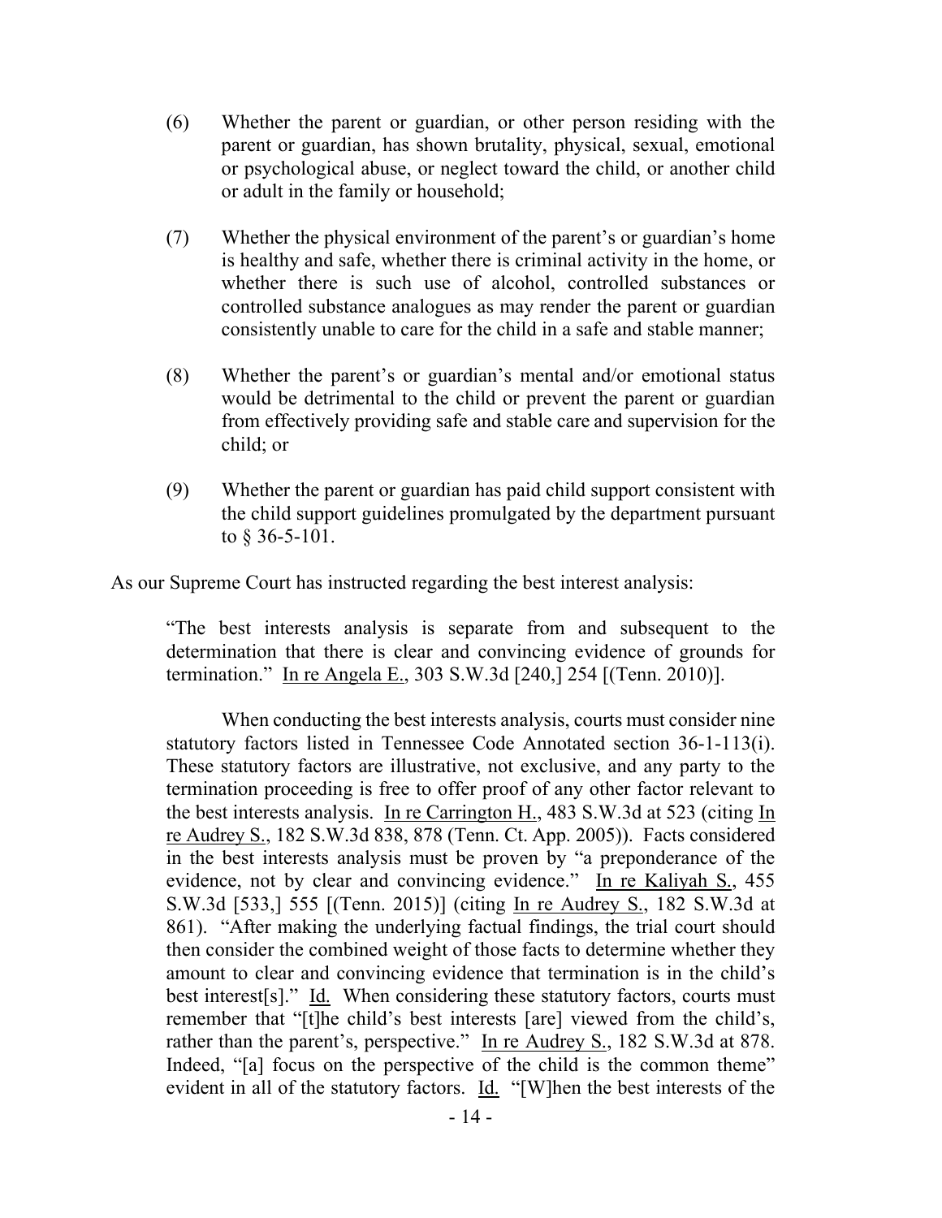(6) Whether the parent or guardian, or other person residing with the parent or guardian, has shown brutality, physical, sexual, emotional or psychological abuse, or neglect toward the child, or another child or adult in the family or household;

(7) Whether the physical environment of the parent's or guardian's home is healthy and safe, whether there is criminal activity in the home, or whether there is such use of alcohol, controlled substances or controlled substance analogues as may render the parent or guardian consistently unable to care for the child in a safe and stable manner;

(8) Whether the parent's or guardian's mental and/or emotional status would be detrimental to the child or prevent the parent or guardian from effectively providing safe and stable care and supervision for the child; or

(9) Whether the parent or guardian has paid child support consistent with the child support guidelines promulgated by the department pursuant to § 36-5-101.

As our Supreme Court has instructed regarding the best interest analysis:

> "The best interests analysis is separate from and subsequent to the determination that there is clear and convincing evidence of grounds for termination." In re Angela E., 303 S.W.3d [240,] 254 [(Tenn. 2010)].
>
> When conducting the best interests analysis, courts must consider nine statutory factors listed in Tennessee Code Annotated section 36-1-113(i). These statutory factors are illustrative, not exclusive, and any party to the termination proceeding is free to offer proof of any other factor relevant to the best interests analysis. In re Carrington H., 483 S.W.3d at 523 (citing In re Audrey S., 182 S.W.3d 838, 878 (Tenn. Ct. App. 2005)). Facts considered in the best interests analysis must be proven by "a preponderance of the evidence, not by clear and convincing evidence." In re Kaliyah S., 455 S.W.3d [533,] 555 [(Tenn. 2015)] (citing In re Audrey S., 182 S.W.3d at 861). "After making the underlying factual findings, the trial court should then consider the combined weight of those facts to determine whether they amount to clear and convincing evidence that termination is in the child's best interest[s]." Id. When considering these statutory factors, courts must remember that "[t]he child's best interests [are] viewed from the child's, rather than the parent's, perspective." In re Audrey S., 182 S.W.3d at 878. Indeed, "[a] focus on the perspective of the child is the common theme" evident in all of the statutory factors. Id. "[W]hen the best interests of the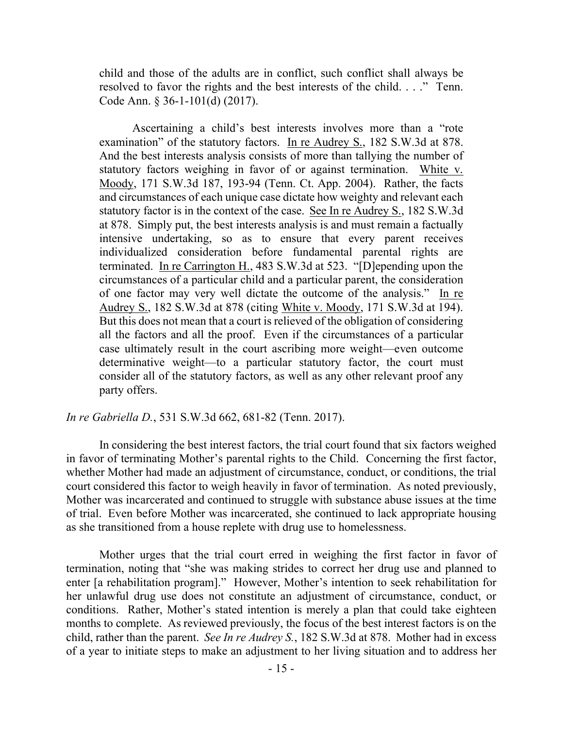> child and those of the adults are in conflict, such conflict shall always be resolved to favor the rights and the best interests of the child. . . ." Tenn. Code Ann. § 36-1-101(d) (2017).
>
> Ascertaining a child's best interests involves more than a "rote examination" of the statutory factors. In re Audrey S., 182 S.W.3d at 878. And the best interests analysis consists of more than tallying the number of statutory factors weighing in favor of or against termination. White v. Moody, 171 S.W.3d 187, 193-94 (Tenn. Ct. App. 2004). Rather, the facts and circumstances of each unique case dictate how weighty and relevant each statutory factor is in the context of the case. See In re Audrey S., 182 S.W.3d at 878. Simply put, the best interests analysis is and must remain a factually intensive undertaking, so as to ensure that every parent receives individualized consideration before fundamental parental rights are terminated. In re Carrington H., 483 S.W.3d at 523. "[D]epending upon the circumstances of a particular child and a particular parent, the consideration of one factor may very well dictate the outcome of the analysis." In re Audrey S., 182 S.W.3d at 878 (citing White v. Moody, 171 S.W.3d at 194). But this does not mean that a court is relieved of the obligation of considering all the factors and all the proof. Even if the circumstances of a particular case ultimately result in the court ascribing more weight—even outcome determinative weight—to a particular statutory factor, the court must consider all of the statutory factors, as well as any other relevant proof any party offers.

*In re Gabriella D.*, 531 S.W.3d 662, 681-82 (Tenn. 2017).

In considering the best interest factors, the trial court found that six factors weighed in favor of terminating Mother's parental rights to the Child. Concerning the first factor, whether Mother had made an adjustment of circumstance, conduct, or conditions, the trial court considered this factor to weigh heavily in favor of termination. As noted previously, Mother was incarcerated and continued to struggle with substance abuse issues at the time of trial. Even before Mother was incarcerated, she continued to lack appropriate housing as she transitioned from a house replete with drug use to homelessness.

Mother urges that the trial court erred in weighing the first factor in favor of termination, noting that "she was making strides to correct her drug use and planned to enter [a rehabilitation program]." However, Mother's intention to seek rehabilitation for her unlawful drug use does not constitute an adjustment of circumstance, conduct, or conditions. Rather, Mother's stated intention is merely a plan that could take eighteen months to complete. As reviewed previously, the focus of the best interest factors is on the child, rather than the parent. *See In re Audrey S.*, 182 S.W.3d at 878. Mother had in excess of a year to initiate steps to make an adjustment to her living situation and to address her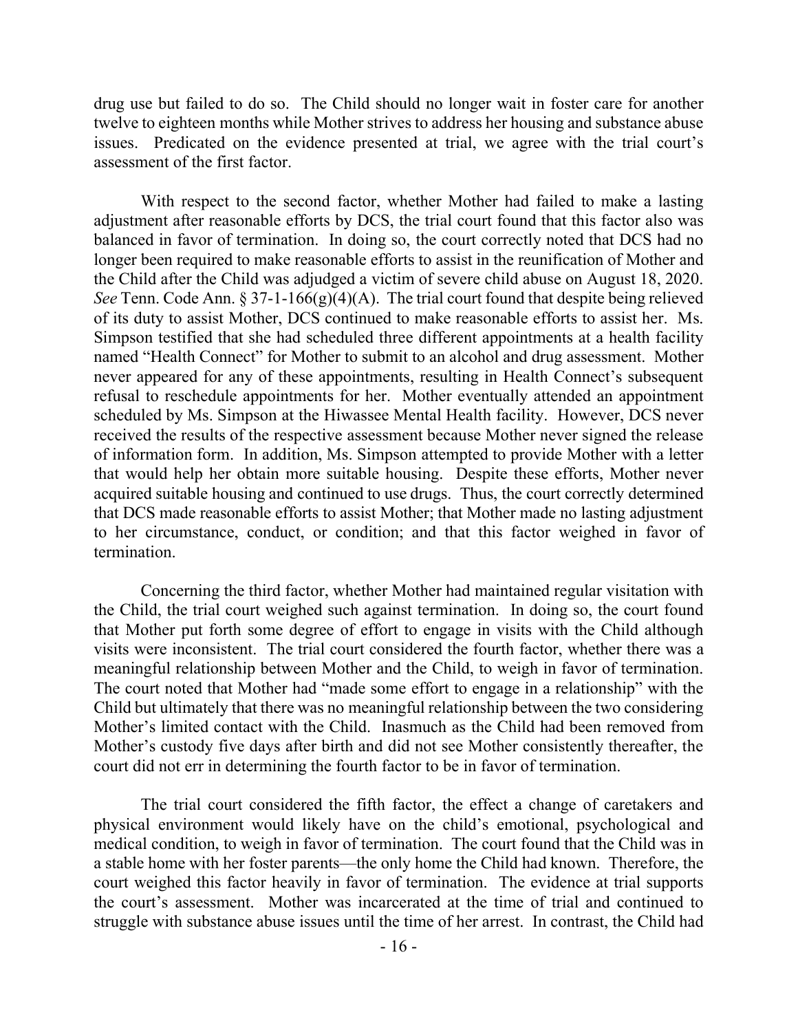drug use but failed to do so. The Child should no longer wait in foster care for another twelve to eighteen months while Mother strives to address her housing and substance abuse issues. Predicated on the evidence presented at trial, we agree with the trial court's assessment of the first factor.

With respect to the second factor, whether Mother had failed to make a lasting adjustment after reasonable efforts by DCS, the trial court found that this factor also was balanced in favor of termination. In doing so, the court correctly noted that DCS had no longer been required to make reasonable efforts to assist in the reunification of Mother and the Child after the Child was adjudged a victim of severe child abuse on August 18, 2020. *See* Tenn. Code Ann. § 37-1-166(g)(4)(A). The trial court found that despite being relieved of its duty to assist Mother, DCS continued to make reasonable efforts to assist her. Ms. Simpson testified that she had scheduled three different appointments at a health facility named "Health Connect" for Mother to submit to an alcohol and drug assessment. Mother never appeared for any of these appointments, resulting in Health Connect's subsequent refusal to reschedule appointments for her. Mother eventually attended an appointment scheduled by Ms. Simpson at the Hiwassee Mental Health facility. However, DCS never received the results of the respective assessment because Mother never signed the release of information form. In addition, Ms. Simpson attempted to provide Mother with a letter that would help her obtain more suitable housing. Despite these efforts, Mother never acquired suitable housing and continued to use drugs. Thus, the court correctly determined that DCS made reasonable efforts to assist Mother; that Mother made no lasting adjustment to her circumstance, conduct, or condition; and that this factor weighed in favor of termination.

Concerning the third factor, whether Mother had maintained regular visitation with the Child, the trial court weighed such against termination. In doing so, the court found that Mother put forth some degree of effort to engage in visits with the Child although visits were inconsistent. The trial court considered the fourth factor, whether there was a meaningful relationship between Mother and the Child, to weigh in favor of termination. The court noted that Mother had "made some effort to engage in a relationship" with the Child but ultimately that there was no meaningful relationship between the two considering Mother's limited contact with the Child. Inasmuch as the Child had been removed from Mother's custody five days after birth and did not see Mother consistently thereafter, the court did not err in determining the fourth factor to be in favor of termination.

The trial court considered the fifth factor, the effect a change of caretakers and physical environment would likely have on the child's emotional, psychological and medical condition, to weigh in favor of termination. The court found that the Child was in a stable home with her foster parents—the only home the Child had known. Therefore, the court weighed this factor heavily in favor of termination. The evidence at trial supports the court's assessment. Mother was incarcerated at the time of trial and continued to struggle with substance abuse issues until the time of her arrest. In contrast, the Child had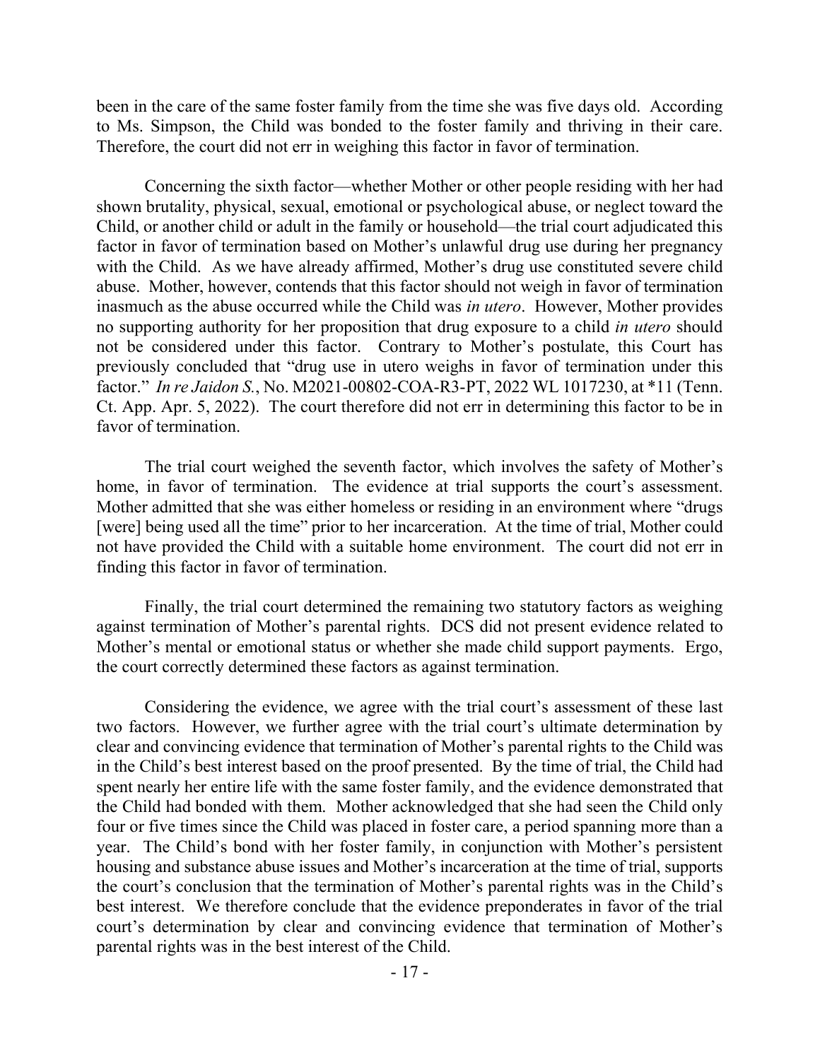been in the care of the same foster family from the time she was five days old. According to Ms. Simpson, the Child was bonded to the foster family and thriving in their care. Therefore, the court did not err in weighing this factor in favor of termination.

Concerning the sixth factor—whether Mother or other people residing with her had shown brutality, physical, sexual, emotional or psychological abuse, or neglect toward the Child, or another child or adult in the family or household—the trial court adjudicated this factor in favor of termination based on Mother's unlawful drug use during her pregnancy with the Child. As we have already affirmed, Mother's drug use constituted severe child abuse. Mother, however, contends that this factor should not weigh in favor of termination inasmuch as the abuse occurred while the Child was *in utero*. However, Mother provides no supporting authority for her proposition that drug exposure to a child *in utero* should not be considered under this factor. Contrary to Mother's postulate, this Court has previously concluded that "drug use in utero weighs in favor of termination under this factor." *In re Jaidon S.*, No. M2021-00802-COA-R3-PT, 2022 WL 1017230, at *11 (Tenn. Ct. App. Apr. 5, 2022). The court therefore did not err in determining this factor to be in favor of termination.

The trial court weighed the seventh factor, which involves the safety of Mother's home, in favor of termination. The evidence at trial supports the court's assessment. Mother admitted that she was either homeless or residing in an environment where "drugs [were] being used all the time" prior to her incarceration. At the time of trial, Mother could not have provided the Child with a suitable home environment. The court did not err in finding this factor in favor of termination.

Finally, the trial court determined the remaining two statutory factors as weighing against termination of Mother's parental rights. DCS did not present evidence related to Mother's mental or emotional status or whether she made child support payments. Ergo, the court correctly determined these factors as against termination.

Considering the evidence, we agree with the trial court's assessment of these last two factors. However, we further agree with the trial court's ultimate determination by clear and convincing evidence that termination of Mother's parental rights to the Child was in the Child's best interest based on the proof presented. By the time of trial, the Child had spent nearly her entire life with the same foster family, and the evidence demonstrated that the Child had bonded with them. Mother acknowledged that she had seen the Child only four or five times since the Child was placed in foster care, a period spanning more than a year. The Child's bond with her foster family, in conjunction with Mother's persistent housing and substance abuse issues and Mother's incarceration at the time of trial, supports the court's conclusion that the termination of Mother's parental rights was in the Child's best interest. We therefore conclude that the evidence preponderates in favor of the trial court's determination by clear and convincing evidence that termination of Mother's parental rights was in the best interest of the Child.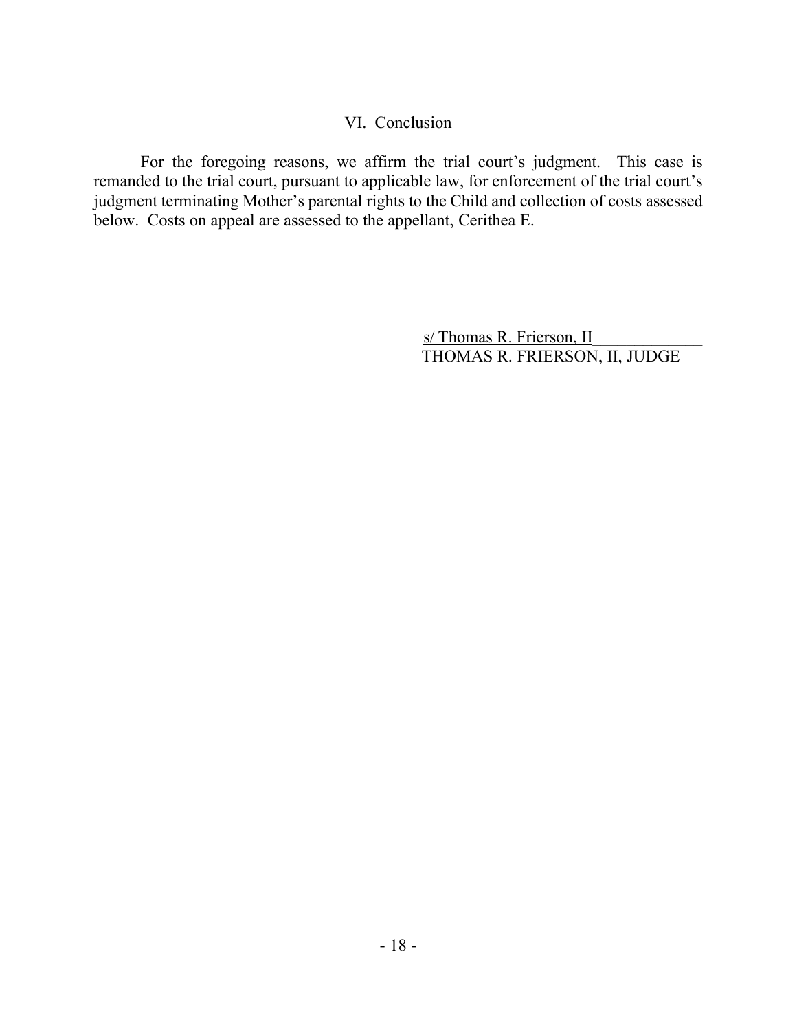## VI. Conclusion

For the foregoing reasons, we affirm the trial court's judgment. This case is remanded to the trial court, pursuant to applicable law, for enforcement of the trial court's judgment terminating Mother's parental rights to the Child and collection of costs assessed below. Costs on appeal are assessed to the appellant, Cerithea E.

s/ Thomas R. Frierson, II
THOMAS R. FRIERSON, II, JUDGE